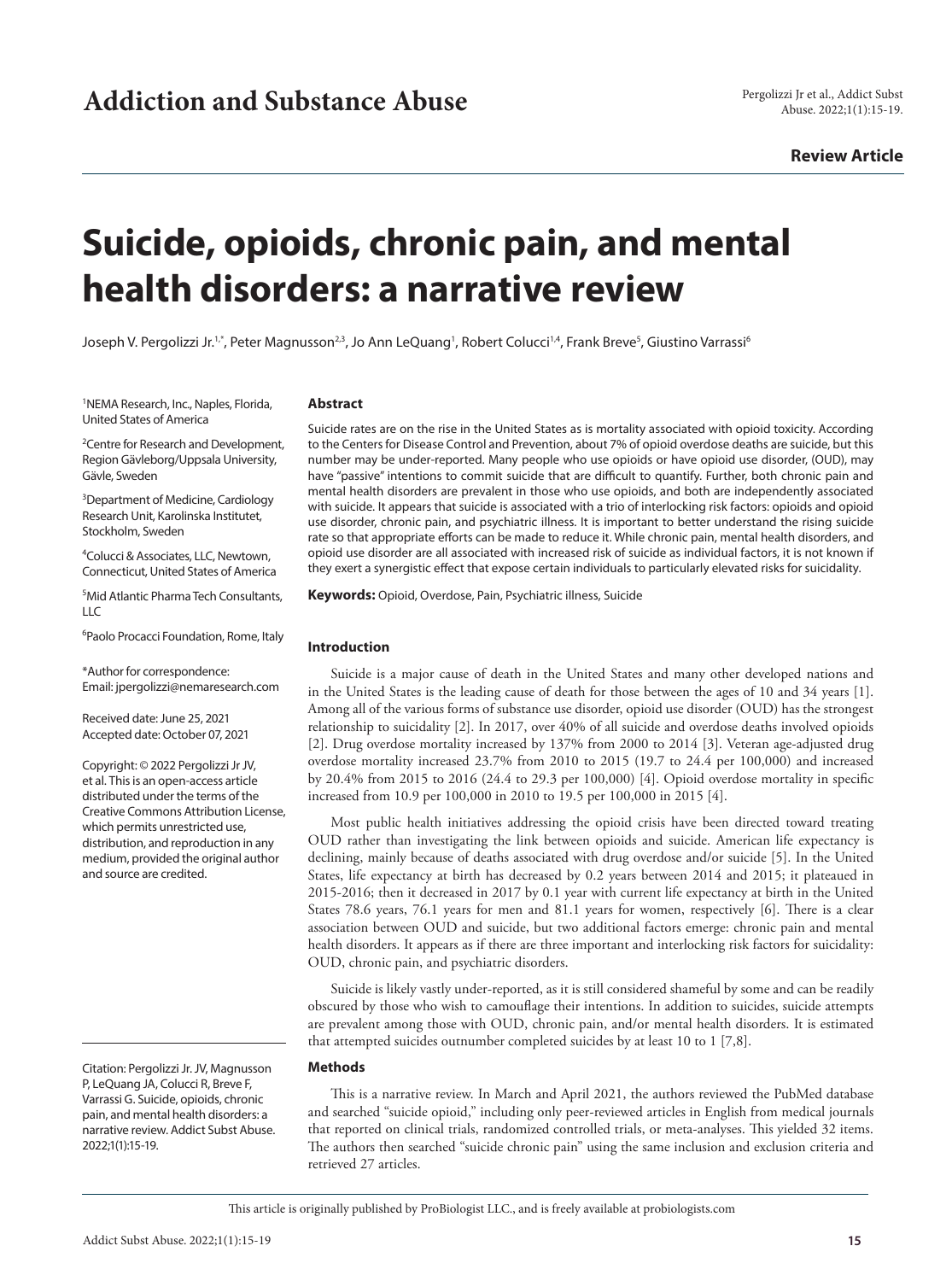# Suicide, opioids, chronic pain, and mental health disorders: a narrative review

**Review Article**

Joseph V. Pergolizzi Jr.[1,*], Peter Magnusson[2,3], Jo Ann LeQuang[1], Robert Colucci[1,4], Frank Breve[5], Giustino Varrassi[6]

[1]NEMA Research, Inc., Naples, Florida, United States of America

[2]Centre for Research and Development, Region Gävleborg/Uppsala University, Gävle, Sweden

[3]Department of Medicine, Cardiology Research Unit, Karolinska Institutet, Stockholm, Sweden

[4]Colucci & Associates, LLC, Newtown, Connecticut, United States of America

[5]Mid Atlantic Pharma Tech Consultants, LLC

[6]Paolo Procacci Foundation, Rome, Italy

*Author for correspondence: Email: jpergolizzi@nemaresearch.com

Received date: June 25, 2021
Accepted date: October 07, 2021

Copyright: © 2022 Pergolizzi JV, et al. This is an open-access article distributed under the terms of the Creative Commons Attribution License, which permits unrestricted use, distribution, and reproduction in any medium, provided the original author and source are credited.

Citation: Pergolizzi Jr. JV, Magnusson P, LeQuang JA, Colucci R, Breve F, Varrassi G. Suicide, opioids, chronic pain, and mental health disorders: a narrative review. Addict Subst Abuse. 2022;1(1):15-19.

### Abstract

Suicide rates are on the rise in the United States as is mortality associated with opioid toxicity. According to the Centers for Disease Control and Prevention, about 7% of opioid overdose deaths are suicide, but this number may be under-reported. Many people who use opioids or have opioid use disorder, (OUD), may have "passive" intentions to commit suicide that are difficult to quantify. Further, both chronic pain and mental health disorders are prevalent in those who use opioids, and both are independently associated with suicide. It appears that suicide is associated with a trio of interlocking risk factors: opioids and opioid use disorder, chronic pain, and psychiatric illness. It is important to better understand the rising suicide rate so that appropriate efforts can be made to reduce it. While chronic pain, mental health disorders, and opioid use disorder are all associated with increased risk of suicide as individual factors, it is not known if they exert a synergistic effect that expose certain individuals to particularly elevated risks for suicidality.

**Keywords:** Opioid, Overdose, Pain, Psychiatric illness, Suicide

### Introduction

Suicide is a major cause of death in the United States and many other developed nations and in the United States is the leading cause of death for those between the ages of 10 and 34 years [1]. Among all of the various forms of substance use disorder, opioid use disorder (OUD) has the strongest relationship to suicidality [2]. In 2017, over 40% of all suicide and overdose deaths involved opioids [2]. Drug overdose mortality increased by 137% from 2000 to 2014 [3]. Veteran age-adjusted drug overdose mortality increased 23.7% from 2010 to 2015 (19.7 to 24.4 per 100,000) and increased by 20.4% from 2015 to 2016 (24.4 to 29.3 per 100,000) [4]. Opioid overdose mortality in specific increased from 10.9 per 100,000 in 2010 to 19.5 per 100,000 in 2015 [4].

Most public health initiatives addressing the opioid crisis have been directed toward treating OUD rather than investigating the link between opioids and suicide. American life expectancy is declining, mainly because of deaths associated with drug overdose and/or suicide [5]. In the United States, life expectancy at birth has decreased by 0.2 years between 2014 and 2015; it plateaued in 2015-2016; then it decreased in 2017 by 0.1 year with current life expectancy at birth in the United States 78.6 years, 76.1 years for men and 81.1 years for women, respectively [6]. There is a clear association between OUD and suicide, but two additional factors emerge: chronic pain and mental health disorders. It appears as if there are three important and interlocking risk factors for suicidality: OUD, chronic pain, and psychiatric disorders.

Suicide is likely vastly under-reported, as it is still considered shameful by some and can be readily obscured by those who wish to camouflage their intentions. In addition to suicides, suicide attempts are prevalent among those with OUD, chronic pain, and/or mental health disorders. It is estimated that attempted suicides outnumber completed suicides by at least 10 to 1 [7,8].

### Methods

This is a narrative review. In March and April 2021, the authors reviewed the PubMed database and searched "suicide opioid," including only peer-reviewed articles in English from medical journals that reported on clinical trials, randomized controlled trials, or meta-analyses. This yielded 32 items. The authors then searched "suicide chronic pain" using the same inclusion and exclusion criteria and retrieved 27 articles.

This article is originally published by ProBiologist LLC., and is freely available at probiologists.com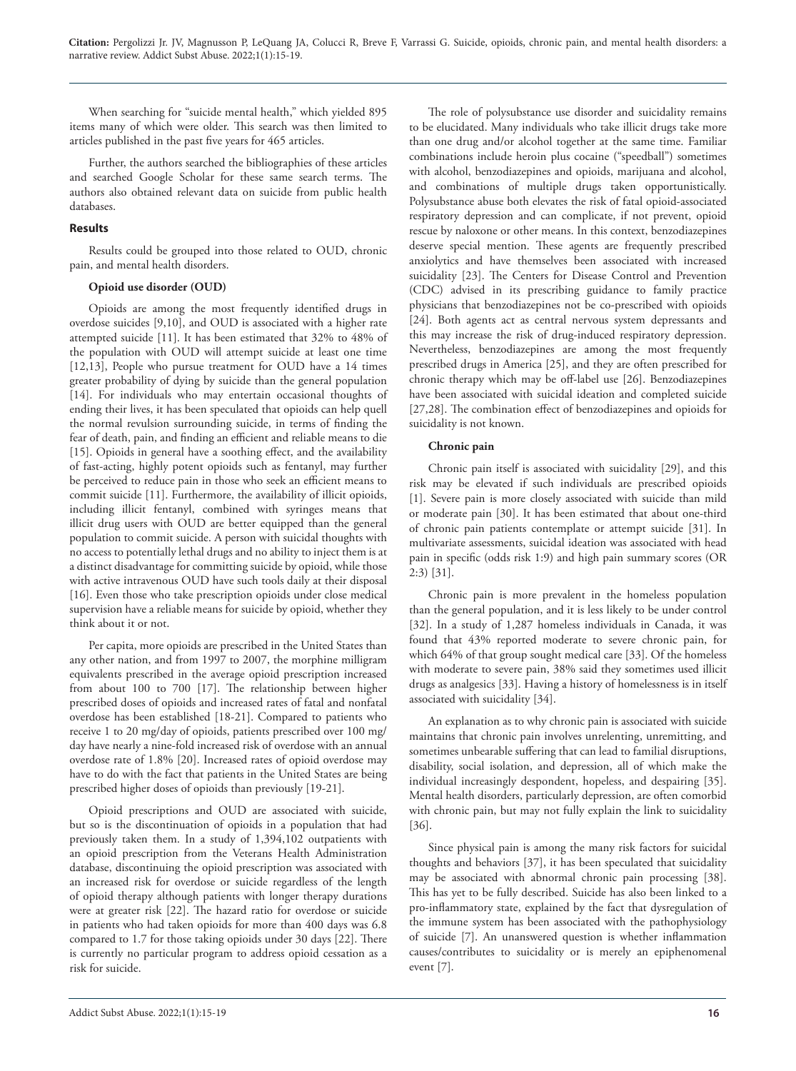When searching for "suicide mental health," which yielded 895 items many of which were older. This search was then limited to articles published in the past five years for 465 articles.

Further, the authors searched the bibliographies of these articles and searched Google Scholar for these same search terms. The authors also obtained relevant data on suicide from public health databases.

## Results

Results could be grouped into those related to OUD, chronic pain, and mental health disorders.

### Opioid use disorder (OUD)

Opioids are among the most frequently identified drugs in overdose suicides [9,10], and OUD is associated with a higher rate attempted suicide [11]. It has been estimated that 32% to 48% of the population with OUD will attempt suicide at least one time [12,13], People who pursue treatment for OUD have a 14 times greater probability of dying by suicide than the general population [14]. For individuals who may entertain occasional thoughts of ending their lives, it has been speculated that opioids can help quell the normal revulsion surrounding suicide, in terms of finding the fear of death, pain, and finding an efficient and reliable means to die [15]. Opioids in general have a soothing effect, and the availability of fast-acting, highly potent opioids such as fentanyl, may further be perceived to reduce pain in those who seek an efficient means to commit suicide [11]. Furthermore, the availability of illicit opioids, including illicit fentanyl, combined with syringes means that illicit drug users with OUD are better equipped than the general population to commit suicide. A person with suicidal thoughts with no access to potentially lethal drugs and no ability to inject them is at a distinct disadvantage for committing suicide by opioid, while those with active intravenous OUD have such tools daily at their disposal [16]. Even those who take prescription opioids under close medical supervision have a reliable means for suicide by opioid, whether they think about it or not.

Per capita, more opioids are prescribed in the United States than any other nation, and from 1997 to 2007, the morphine milligram equivalents prescribed in the average opioid prescription increased from about 100 to 700 [17]. The relationship between higher prescribed doses of opioids and increased rates of fatal and nonfatal overdose has been established [18-21]. Compared to patients who receive 1 to 20 mg/day of opioids, patients prescribed over 100 mg/day have nearly a nine-fold increased risk of overdose with an annual overdose rate of 1.8% [20]. Increased rates of opioid overdose may have to do with the fact that patients in the United States are being prescribed higher doses of opioids than previously [19-21].

Opioid prescriptions and OUD are associated with suicide, but so is the discontinuation of opioids in a population that had previously taken them. In a study of 1,394,102 outpatients with an opioid prescription from the Veterans Health Administration database, discontinuing the opioid prescription was associated with an increased risk for overdose or suicide regardless of the length of opioid therapy although patients with longer therapy durations were at greater risk [22]. The hazard ratio for overdose or suicide in patients who had taken opioids for more than 400 days was 6.8 compared to 1.7 for those taking opioids under 30 days [22]. There is currently no particular program to address opioid cessation as a risk for suicide.

The role of polysubstance use disorder and suicidality remains to be elucidated. Many individuals who take illicit drugs take more than one drug and/or alcohol together at the same time. Familiar combinations include heroin plus cocaine ("speedball") sometimes with alcohol, benzodiazepines and opioids, marijuana and alcohol, and combinations of multiple drugs taken opportunistically. Polysubstance abuse both elevates the risk of fatal opioid-associated respiratory depression and can complicate, if not prevent, opioid rescue by naloxone or other means. In this context, benzodiazepines deserve special mention. These agents are frequently prescribed anxiolytics and have themselves been associated with increased suicidality [23]. The Centers for Disease Control and Prevention (CDC) advised in its prescribing guidance to family practice physicians that benzodiazepines not be co-prescribed with opioids [24]. Both agents act as central nervous system depressants and this may increase the risk of drug-induced respiratory depression. Nevertheless, benzodiazepines are among the most frequently prescribed drugs in America [25], and they are often prescribed for chronic therapy which may be off-label use [26]. Benzodiazepines have been associated with suicidal ideation and completed suicide [27,28]. The combination effect of benzodiazepines and opioids for suicidality is not known.

### Chronic pain

Chronic pain itself is associated with suicidality [29], and this risk may be elevated if such individuals are prescribed opioids [1]. Severe pain is more closely associated with suicide than mild or moderate pain [30]. It has been estimated that about one-third of chronic pain patients contemplate or attempt suicide [31]. In multivariate assessments, suicidal ideation was associated with head pain in specific (odds risk 1:9) and high pain summary scores (OR 2:3) [31].

Chronic pain is more prevalent in the homeless population than the general population, and it is less likely to be under control [32]. In a study of 1,287 homeless individuals in Canada, it was found that 43% reported moderate to severe chronic pain, for which 64% of that group sought medical care [33]. Of the homeless with moderate to severe pain, 38% said they sometimes used illicit drugs as analgesics [33]. Having a history of homelessness is in itself associated with suicidality [34].

An explanation as to why chronic pain is associated with suicide maintains that chronic pain involves unrelenting, unremitting, and sometimes unbearable suffering that can lead to familial disruptions, disability, social isolation, and depression, all of which make the individual increasingly despondent, hopeless, and despairing [35]. Mental health disorders, particularly depression, are often comorbid with chronic pain, but may not fully explain the link to suicidality [36].

Since physical pain is among the many risk factors for suicidal thoughts and behaviors [37], it has been speculated that suicidality may be associated with abnormal chronic pain processing [38]. This has yet to be fully described. Suicide has also been linked to a pro-inflammatory state, explained by the fact that dysregulation of the immune system has been associated with the pathophysiology of suicide [7]. An unanswered question is whether inflammation causes/contributes to suicidality or is merely an epiphenomenal event [7].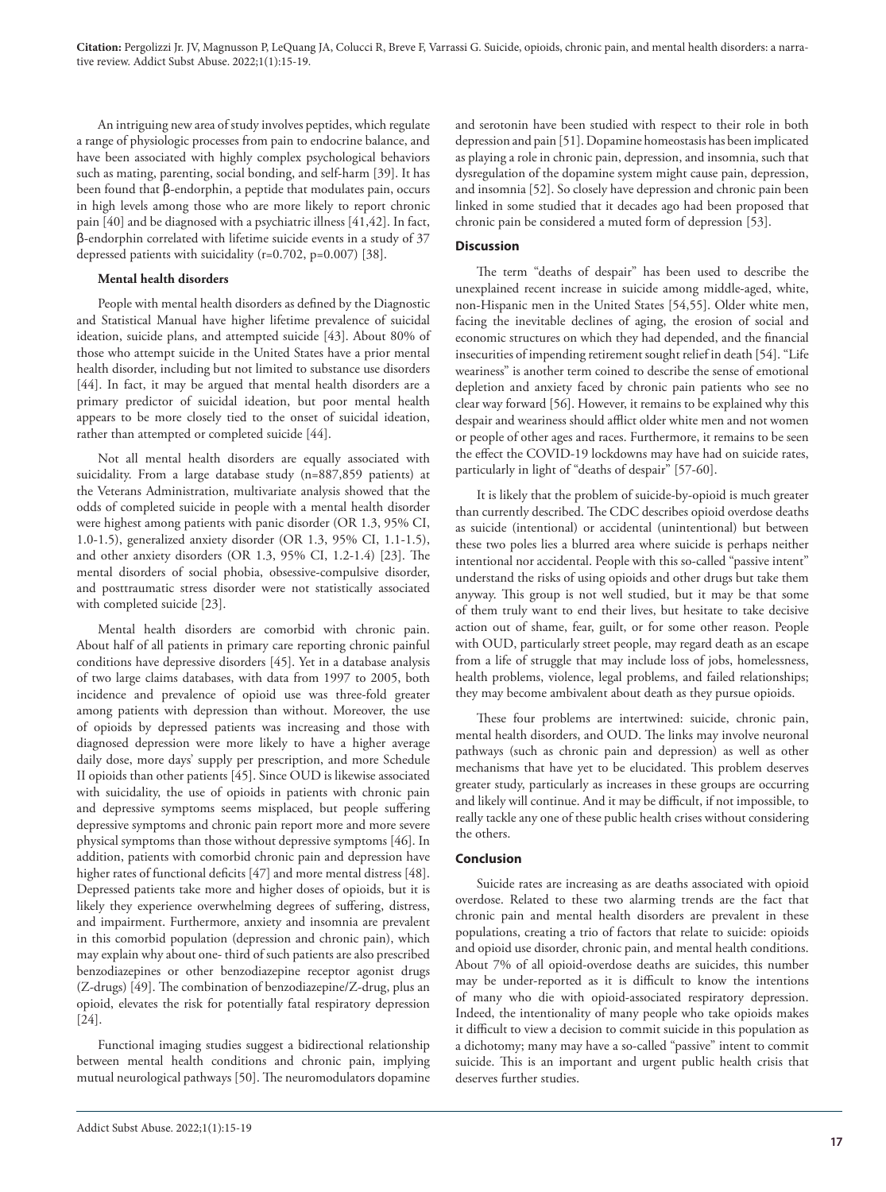An intriguing new area of study involves peptides, which regulate a range of physiologic processes from pain to endocrine balance, and have been associated with highly complex psychological behaviors such as mating, parenting, social bonding, and self-harm [39]. It has been found that β-endorphin, a peptide that modulates pain, occurs in high levels among those who are more likely to report chronic pain [40] and be diagnosed with a psychiatric illness [41,42]. In fact, β-endorphin correlated with lifetime suicide events in a study of 37 depressed patients with suicidality (r=0.702, p=0.007) [38].

**Mental health disorders**

People with mental health disorders as defined by the Diagnostic and Statistical Manual have higher lifetime prevalence of suicidal ideation, suicide plans, and attempted suicide [43]. About 80% of those who attempt suicide in the United States have a prior mental health disorder, including but not limited to substance use disorders [44]. In fact, it may be argued that mental health disorders are a primary predictor of suicidal ideation, but poor mental health appears to be more closely tied to the onset of suicidal ideation, rather than attempted or completed suicide [44].

Not all mental health disorders are equally associated with suicidality. From a large database study (n=887,859 patients) at the Veterans Administration, multivariate analysis showed that the odds of completed suicide in people with a mental health disorder were highest among patients with panic disorder (OR 1.3, 95% CI, 1.0-1.5), generalized anxiety disorder (OR 1.3, 95% CI, 1.1-1.5), and other anxiety disorders (OR 1.3, 95% CI, 1.2-1.4) [23]. The mental disorders of social phobia, obsessive-compulsive disorder, and posttraumatic stress disorder were not statistically associated with completed suicide [23].

Mental health disorders are comorbid with chronic pain. About half of all patients in primary care reporting chronic painful conditions have depressive disorders [45]. Yet in a database analysis of two large claims databases, with data from 1997 to 2005, both incidence and prevalence of opioid use was three-fold greater among patients with depression than without. Moreover, the use of opioids by depressed patients was increasing and those with diagnosed depression were more likely to have a higher average daily dose, more days' supply per prescription, and more Schedule II opioids than other patients [45]. Since OUD is likewise associated with suicidality, the use of opioids in patients with chronic pain and depressive symptoms seems misplaced, but people suffering depressive symptoms and chronic pain report more and more severe physical symptoms than those without depressive symptoms [46]. In addition, patients with comorbid chronic pain and depression have higher rates of functional deficits [47] and more mental distress [48]. Depressed patients take more and higher doses of opioids, but it is likely they experience overwhelming degrees of suffering, distress, and impairment. Furthermore, anxiety and insomnia are prevalent in this comorbid population (depression and chronic pain), which may explain why about one- third of such patients are also prescribed benzodiazepines or other benzodiazepine receptor agonist drugs (Z-drugs) [49]. The combination of benzodiazepine/Z-drug, plus an opioid, elevates the risk for potentially fatal respiratory depression [24].

Functional imaging studies suggest a bidirectional relationship between mental health conditions and chronic pain, implying mutual neurological pathways [50]. The neuromodulators dopamine and serotonin have been studied with respect to their role in both depression and pain [51]. Dopamine homeostasis has been implicated as playing a role in chronic pain, depression, and insomnia, such that dysregulation of the dopamine system might cause pain, depression, and insomnia [52]. So closely have depression and chronic pain been linked in some studied that it decades ago had been proposed that chronic pain be considered a muted form of depression [53].

## Discussion

The term "deaths of despair" has been used to describe the unexplained recent increase in suicide among middle-aged, white, non-Hispanic men in the United States [54,55]. Older white men, facing the inevitable declines of aging, the erosion of social and economic structures on which they had depended, and the financial insecurities of impending retirement sought relief in death [54]. "Life weariness" is another term coined to describe the sense of emotional depletion and anxiety faced by chronic pain patients who see no clear way forward [56]. However, it remains to be explained why this despair and weariness should afflict older white men and not women or people of other ages and races. Furthermore, it remains to be seen the effect the COVID-19 lockdowns may have had on suicide rates, particularly in light of "deaths of despair" [57-60].

It is likely that the problem of suicide-by-opioid is much greater than currently described. The CDC describes opioid overdose deaths as suicide (intentional) or accidental (unintentional) but between these two poles lies a blurred area where suicide is perhaps neither intentional nor accidental. People with this so-called "passive intent" understand the risks of using opioids and other drugs but take them anyway. This group is not well studied, but it may be that some of them truly want to end their lives, but hesitate to take decisive action out of shame, fear, guilt, or for some other reason. People with OUD, particularly street people, may regard death as an escape from a life of struggle that may include loss of jobs, homelessness, health problems, violence, legal problems, and failed relationships; they may become ambivalent about death as they pursue opioids.

These four problems are intertwined: suicide, chronic pain, mental health disorders, and OUD. The links may involve neuronal pathways (such as chronic pain and depression) as well as other mechanisms that have yet to be elucidated. This problem deserves greater study, particularly as increases in these groups are occurring and likely will continue. And it may be difficult, if not impossible, to really tackle any one of these public health crises without considering the others.

## Conclusion

Suicide rates are increasing as are deaths associated with opioid overdose. Related to these two alarming trends are the fact that chronic pain and mental health disorders are prevalent in these populations, creating a trio of factors that relate to suicide: opioids and opioid use disorder, chronic pain, and mental health conditions. About 7% of all opioid-overdose deaths are suicides, this number may be under-reported as it is difficult to know the intentions of many who die with opioid-associated respiratory depression. Indeed, the intentionality of many people who take opioids makes it difficult to view a decision to commit suicide in this population as a dichotomy; many may have a so-called "passive" intent to commit suicide. This is an important and urgent public health crisis that deserves further studies.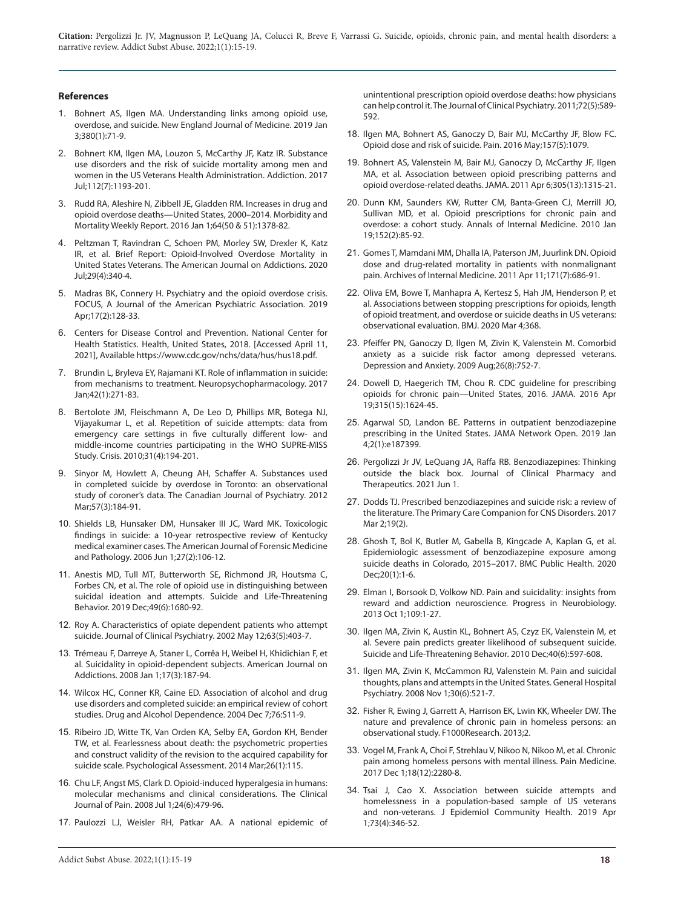## References

1. Bohnert AS, Ilgen MA. Understanding links among opioid use, overdose, and suicide. New England Journal of Medicine. 2019 Jan 3;380(1):71-9.

2. Bohnert KM, Ilgen MA, Louzon S, McCarthy JF, Katz IR. Substance use disorders and the risk of suicide mortality among men and women in the US Veterans Health Administration. Addiction. 2017 Jul;112(7):1193-201.

3. Rudd RA, Aleshire N, Zibbell JE, Gladden RM. Increases in drug and opioid overdose deaths—United States, 2000–2014. Morbidity and Mortality Weekly Report. 2016 Jan 1;64(50 & 51):1378-82.

4. Peltzman T, Ravindran C, Schoen PM, Morley SW, Drexler K, Katz IR, et al. Brief Report: Opioid-Involved Overdose Mortality in United States Veterans. The American Journal on Addictions. 2020 Jul;29(4):340-4.

5. Madras BK, Connery H. Psychiatry and the opioid overdose crisis. FOCUS, A Journal of the American Psychiatric Association. 2019 Apr;17(2):128-33.

6. Centers for Disease Control and Prevention. National Center for Health Statistics. Health, United States, 2018. [Accessed April 11, 2021], Available https://www.cdc.gov/nchs/data/hus/hus18.pdf.

7. Brundin L, Bryleva EY, Rajamani KT. Role of inflammation in suicide: from mechanisms to treatment. Neuropsychopharmacology. 2017 Jan;42(1):271-83.

8. Bertolote JM, Fleischmann A, De Leo D, Phillips MR, Botega NJ, Vijayakumar L, et al. Repetition of suicide attempts: data from emergency care settings in five culturally different low- and middle-income countries participating in the WHO SUPRE-MISS Study. Crisis. 2010;31(4):194-201.

9. Sinyor M, Howlett A, Cheung AH, Schaffer A. Substances used in completed suicide by overdose in Toronto: an observational study of coroner's data. The Canadian Journal of Psychiatry. 2012 Mar;57(3):184-91.

10. Shields LB, Hunsaker DM, Hunsaker III JC, Ward MK. Toxicologic findings in suicide: a 10-year retrospective review of Kentucky medical examiner cases. The American Journal of Forensic Medicine and Pathology. 2006 Jun 1;27(2):106-12.

11. Anestis MD, Tull MT, Butterworth SE, Richmond JR, Houtsma C, Forbes CN, et al. The role of opioid use in distinguishing between suicidal ideation and attempts. Suicide and Life-Threatening Behavior. 2019 Dec;49(6):1680-92.

12. Roy A. Characteristics of opiate dependent patients who attempt suicide. Journal of Clinical Psychiatry. 2002 May 12;63(5):403-7.

13. Trémeau F, Darreye A, Staner L, Corrêa H, Weibel H, Khidichian F, et al. Suicidality in opioid-dependent subjects. American Journal on Addictions. 2008 Jan 1;17(3):187-94.

14. Wilcox HC, Conner KR, Caine ED. Association of alcohol and drug use disorders and completed suicide: an empirical review of cohort studies. Drug and Alcohol Dependence. 2004 Dec 7;76:S11-9.

15. Ribeiro JD, Witte TK, Van Orden KA, Selby EA, Gordon KH, Bender TW, et al. Fearlessness about death: the psychometric properties and construct validity of the revision to the acquired capability for suicide scale. Psychological Assessment. 2014 Mar;26(1):115.

16. Chu LF, Angst MS, Clark D. Opioid-induced hyperalgesia in humans: molecular mechanisms and clinical considerations. The Clinical Journal of Pain. 2008 Jul 1;24(6):479-96.

17. Paulozzi LJ, Weisler RH, Patkar AA. A national epidemic of unintentional prescription opioid overdose deaths: how physicians can help control it. The Journal of Clinical Psychiatry. 2011;72(5):589-592.

18. Ilgen MA, Bohnert AS, Ganoczy D, Bair MJ, McCarthy JF, Blow FC. Opioid dose and risk of suicide. Pain. 2016 May;157(5):1079.

19. Bohnert AS, Valenstein M, Bair MJ, Ganoczy D, McCarthy JF, Ilgen MA, et al. Association between opioid prescribing patterns and opioid overdose-related deaths. JAMA. 2011 Apr 6;305(13):1315-21.

20. Dunn KM, Saunders KW, Rutter CM, Banta-Green CJ, Merrill JO, Sullivan MD, et al. Opioid prescriptions for chronic pain and overdose: a cohort study. Annals of Internal Medicine. 2010 Jan 19;152(2):85-92.

21. Gomes T, Mamdani MM, Dhalla IA, Paterson JM, Juurlink DN. Opioid dose and drug-related mortality in patients with nonmalignant pain. Archives of Internal Medicine. 2011 Apr 11;171(7):686-91.

22. Oliva EM, Bowe T, Manhapra A, Kertesz S, Hah JM, Henderson P, et al. Associations between stopping prescriptions for opioids, length of opioid treatment, and overdose or suicide deaths in US veterans: observational evaluation. BMJ. 2020 Mar 4;368.

23. Pfeiffer PN, Ganoczy D, Ilgen M, Zivin K, Valenstein M. Comorbid anxiety as a suicide risk factor among depressed veterans. Depression and Anxiety. 2009 Aug;26(8):752-7.

24. Dowell D, Haegerich TM, Chou R. CDC guideline for prescribing opioids for chronic pain—United States, 2016. JAMA. 2016 Apr 19;315(15):1624-45.

25. Agarwal SD, Landon BE. Patterns in outpatient benzodiazepine prescribing in the United States. JAMA Network Open. 2019 Jan 4;2(1):e187399.

26. Pergolizzi Jr JV, LeQuang JA, Raffa RB. Benzodiazepines: Thinking outside the black box. Journal of Clinical Pharmacy and Therapeutics. 2021 Jun 1.

27. Dodds TJ. Prescribed benzodiazepines and suicide risk: a review of the literature. The Primary Care Companion for CNS Disorders. 2017 Mar 2;19(2).

28. Ghosh T, Bol K, Butler M, Gabella B, Kingcade A, Kaplan G, et al. Epidemiologic assessment of benzodiazepine exposure among suicide deaths in Colorado, 2015–2017. BMC Public Health. 2020 Dec;20(1):1-6.

29. Elman I, Borsook D, Volkow ND. Pain and suicidality: insights from reward and addiction neuroscience. Progress in Neurobiology. 2013 Oct 1;109:1-27.

30. Ilgen MA, Zivin K, Austin KL, Bohnert AS, Czyz EK, Valenstein M, et al. Severe pain predicts greater likelihood of subsequent suicide. Suicide and Life-Threatening Behavior. 2010 Dec;40(6):597-608.

31. Ilgen MA, Zivin K, McCammon RJ, Valenstein M. Pain and suicidal thoughts, plans and attempts in the United States. General Hospital Psychiatry. 2008 Nov 1;30(6):521-7.

32. Fisher R, Ewing J, Garrett A, Harrison EK, Lwin KK, Wheeler DW. The nature and prevalence of chronic pain in homeless persons: an observational study. F1000Research. 2013;2.

33. Vogel M, Frank A, Choi F, Strehlau V, Nikoo N, Nikoo M, et al. Chronic pain among homeless persons with mental illness. Pain Medicine. 2017 Dec 1;18(12):2280-8.

34. Tsai J, Cao X. Association between suicide attempts and homelessness in a population-based sample of US veterans and non-veterans. J Epidemiol Community Health. 2019 Apr 1;73(4):346-52.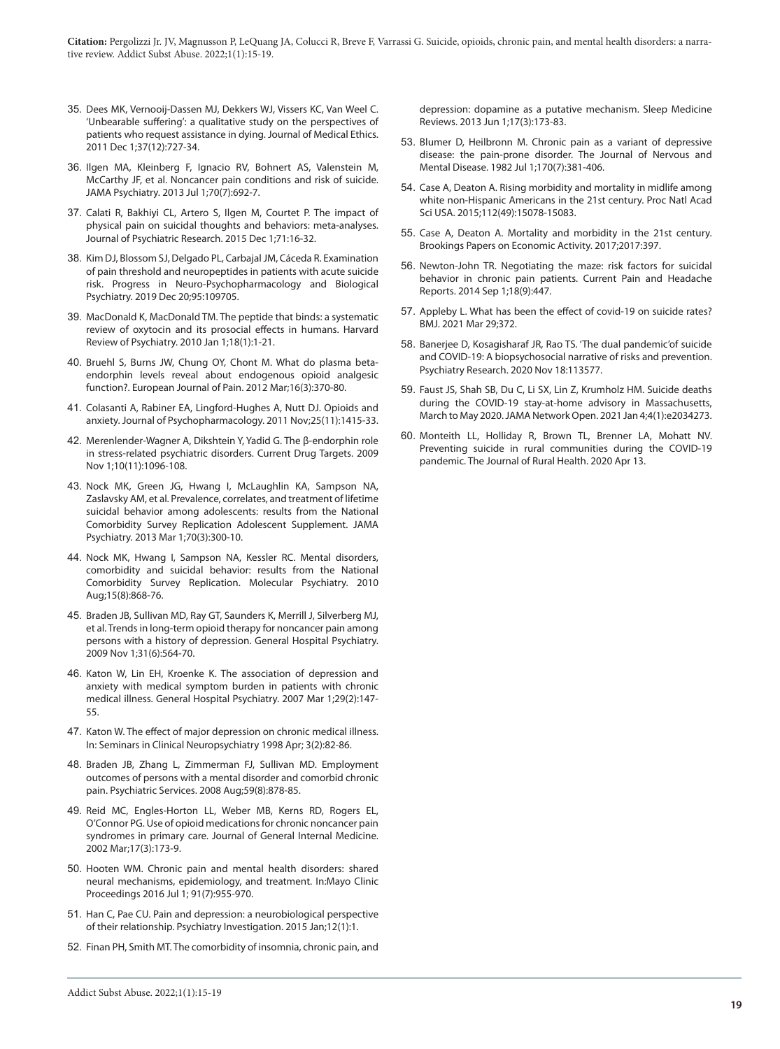35. Dees MK, Vernooij-Dassen MJ, Dekkers WJ, Vissers KC, Van Weel C. 'Unbearable suffering': a qualitative study on the perspectives of patients who request assistance in dying. Journal of Medical Ethics. 2011 Dec 1;37(12):727-34.

36. Ilgen MA, Kleinberg F, Ignacio RV, Bohnert AS, Valenstein M, McCarthy JF, et al. Noncancer pain conditions and risk of suicide. JAMA Psychiatry. 2013 Jul 1;70(7):692-7.

37. Calati R, Bakhiyi CL, Artero S, Ilgen M, Courtet P. The impact of physical pain on suicidal thoughts and behaviors: meta-analyses. Journal of Psychiatric Research. 2015 Dec 1;71:16-32.

38. Kim DJ, Blossom SJ, Delgado PL, Carbajal JM, Cáceda R. Examination of pain threshold and neuropeptides in patients with acute suicide risk. Progress in Neuro-Psychopharmacology and Biological Psychiatry. 2019 Dec 20;95:109705.

39. MacDonald K, MacDonald TM. The peptide that binds: a systematic review of oxytocin and its prosocial effects in humans. Harvard Review of Psychiatry. 2010 Jan 1;18(1):1-21.

40. Bruehl S, Burns JW, Chung OY, Chont M. What do plasma beta-endorphin levels reveal about endogenous opioid analgesic function?. European Journal of Pain. 2012 Mar;16(3):370-80.

41. Colasanti A, Rabiner EA, Lingford-Hughes A, Nutt DJ. Opioids and anxiety. Journal of Psychopharmacology. 2011 Nov;25(11):1415-33.

42. Merenlender-Wagner A, Dikshtein Y, Yadid G. The β-endorphin role in stress-related psychiatric disorders. Current Drug Targets. 2009 Nov 1;10(11):1096-108.

43. Nock MK, Green JG, Hwang I, McLaughlin KA, Sampson NA, Zaslavsky AM, et al. Prevalence, correlates, and treatment of lifetime suicidal behavior among adolescents: results from the National Comorbidity Survey Replication Adolescent Supplement. JAMA Psychiatry. 2013 Mar 1;70(3):300-10.

44. Nock MK, Hwang I, Sampson NA, Kessler RC. Mental disorders, comorbidity and suicidal behavior: results from the National Comorbidity Survey Replication. Molecular Psychiatry. 2010 Aug;15(8):868-76.

45. Braden JB, Sullivan MD, Ray GT, Saunders K, Merrill J, Silverberg MJ, et al. Trends in long-term opioid therapy for noncancer pain among persons with a history of depression. General Hospital Psychiatry. 2009 Nov 1;31(6):564-70.

46. Katon W, Lin EH, Kroenke K. The association of depression and anxiety with medical symptom burden in patients with chronic medical illness. General Hospital Psychiatry. 2007 Mar 1;29(2):147-55.

47. Katon W. The effect of major depression on chronic medical illness. In: Seminars in Clinical Neuropsychiatry 1998 Apr; 3(2):82-86.

48. Braden JB, Zhang L, Zimmerman FJ, Sullivan MD. Employment outcomes of persons with a mental disorder and comorbid chronic pain. Psychiatric Services. 2008 Aug;59(8):878-85.

49. Reid MC, Engles-Horton LL, Weber MB, Kerns RD, Rogers EL, O'Connor PG. Use of opioid medications for chronic noncancer pain syndromes in primary care. Journal of General Internal Medicine. 2002 Mar;17(3):173-9.

50. Hooten WM. Chronic pain and mental health disorders: shared neural mechanisms, epidemiology, and treatment. In:Mayo Clinic Proceedings 2016 Jul 1; 91(7):955-970.

51. Han C, Pae CU. Pain and depression: a neurobiological perspective of their relationship. Psychiatry Investigation. 2015 Jan;12(1):1.

52. Finan PH, Smith MT. The comorbidity of insomnia, chronic pain, and depression: dopamine as a putative mechanism. Sleep Medicine Reviews. 2013 Jun 1;17(3):173-83.

53. Blumer D, Heilbronn M. Chronic pain as a variant of depressive disease: the pain-prone disorder. The Journal of Nervous and Mental Disease. 1982 Jul 1;170(7):381-406.

54. Case A, Deaton A. Rising morbidity and mortality in midlife among white non-Hispanic Americans in the 21st century. Proc Natl Acad Sci USA. 2015;112(49):15078-15083.

55. Case A, Deaton A. Mortality and morbidity in the 21st century. Brookings Papers on Economic Activity. 2017;2017:397.

56. Newton-John TR. Negotiating the maze: risk factors for suicidal behavior in chronic pain patients. Current Pain and Headache Reports. 2014 Sep 1;18(9):447.

57. Appleby L. What has been the effect of covid-19 on suicide rates? BMJ. 2021 Mar 29;372.

58. Banerjee D, Kosagisharaf JR, Rao TS. 'The dual pandemic'of suicide and COVID-19: A biopsychosocial narrative of risks and prevention. Psychiatry Research. 2020 Nov 18:113577.

59. Faust JS, Shah SB, Du C, Li SX, Lin Z, Krumholz HM. Suicide deaths during the COVID-19 stay-at-home advisory in Massachusetts, March to May 2020. JAMA Network Open. 2021 Jan 4;4(1):e2034273.

60. Monteith LL, Holliday R, Brown TL, Brenner LA, Mohatt NV. Preventing suicide in rural communities during the COVID-19 pandemic. The Journal of Rural Health. 2020 Apr 13.